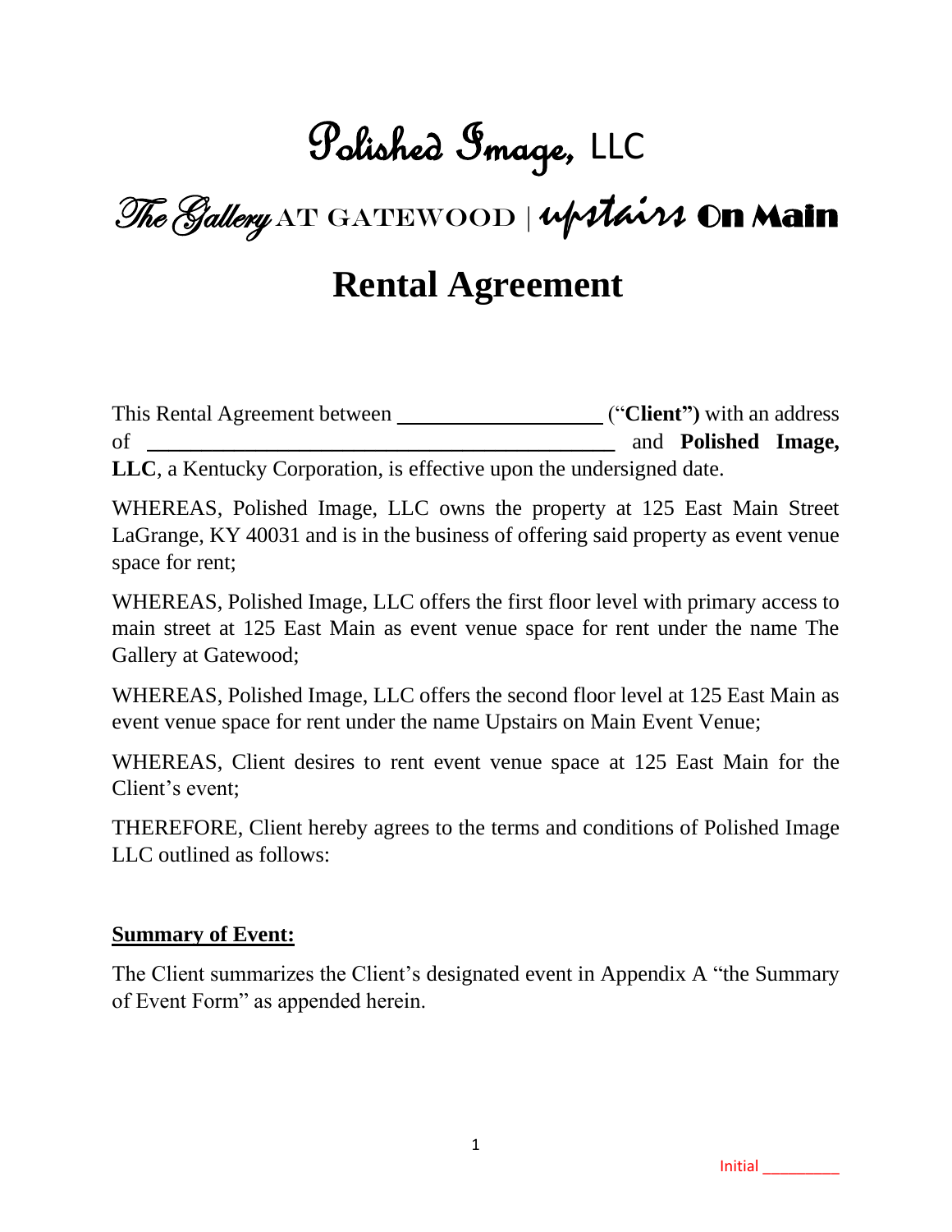# Polished Image, LLC

## The Gallery AT GATEWOOD | upstairs On Main

# Rental Agreement

This Rental Agreement between ___________________ ("**Client"**) with an address of _____________________________________________ and **Polished Image, LLC**, a Kentucky Corporation, is effective upon the undersigned date.

WHEREAS, Polished Image, LLC owns the property at 125 East Main Street LaGrange, KY 40031 and is in the business of offering said property as event venue space for rent;

WHEREAS, Polished Image, LLC offers the first floor level with primary access to main street at 125 East Main as event venue space for rent under the name The Gallery at Gatewood;

WHEREAS, Polished Image, LLC offers the second floor level at 125 East Main as event venue space for rent under the name Upstairs on Main Event Venue;

WHEREAS, Client desires to rent event venue space at 125 East Main for the Client's event;

THEREFORE, Client hereby agrees to the terms and conditions of Polished Image LLC outlined as follows:

**Summary of Event:**

The Client summarizes the Client's designated event in Appendix A "the Summary of Event Form" as appended herein.

Initial _________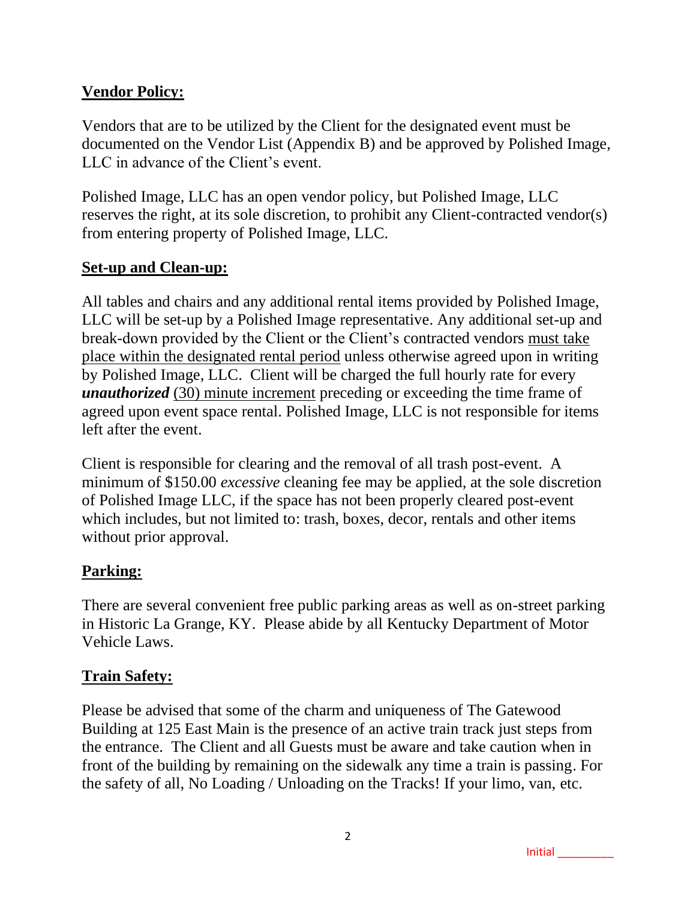## **Vendor Policy:**

Vendors that are to be utilized by the Client for the designated event must be documented on the Vendor List (Appendix B) and be approved by Polished Image, LLC in advance of the Client's event.

Polished Image, LLC has an open vendor policy, but Polished Image, LLC reserves the right, at its sole discretion, to prohibit any Client-contracted vendor(s) from entering property of Polished Image, LLC.

## **Set-up and Clean-up:**

All tables and chairs and any additional rental items provided by Polished Image, LLC will be set-up by a Polished Image representative. Any additional set-up and break-down provided by the Client or the Client's contracted vendors must take place within the designated rental period unless otherwise agreed upon in writing by Polished Image, LLC. Client will be charged the full hourly rate for every ***unauthorized*** (30) minute increment preceding or exceeding the time frame of agreed upon event space rental. Polished Image, LLC is not responsible for items left after the event.

Client is responsible for clearing and the removal of all trash post-event. A minimum of $150.00 *excessive* cleaning fee may be applied, at the sole discretion of Polished Image LLC, if the space has not been properly cleared post-event which includes, but not limited to: trash, boxes, decor, rentals and other items without prior approval.

## **Parking:**

There are several convenient free public parking areas as well as on-street parking in Historic La Grange, KY. Please abide by all Kentucky Department of Motor Vehicle Laws.

## **Train Safety:**

Please be advised that some of the charm and uniqueness of The Gatewood Building at 125 East Main is the presence of an active train track just steps from the entrance. The Client and all Guests must be aware and take caution when in front of the building by remaining on the sidewalk any time a train is passing. For the safety of all, No Loading / Unloading on the Tracks! If your limo, van, etc.

Initial _________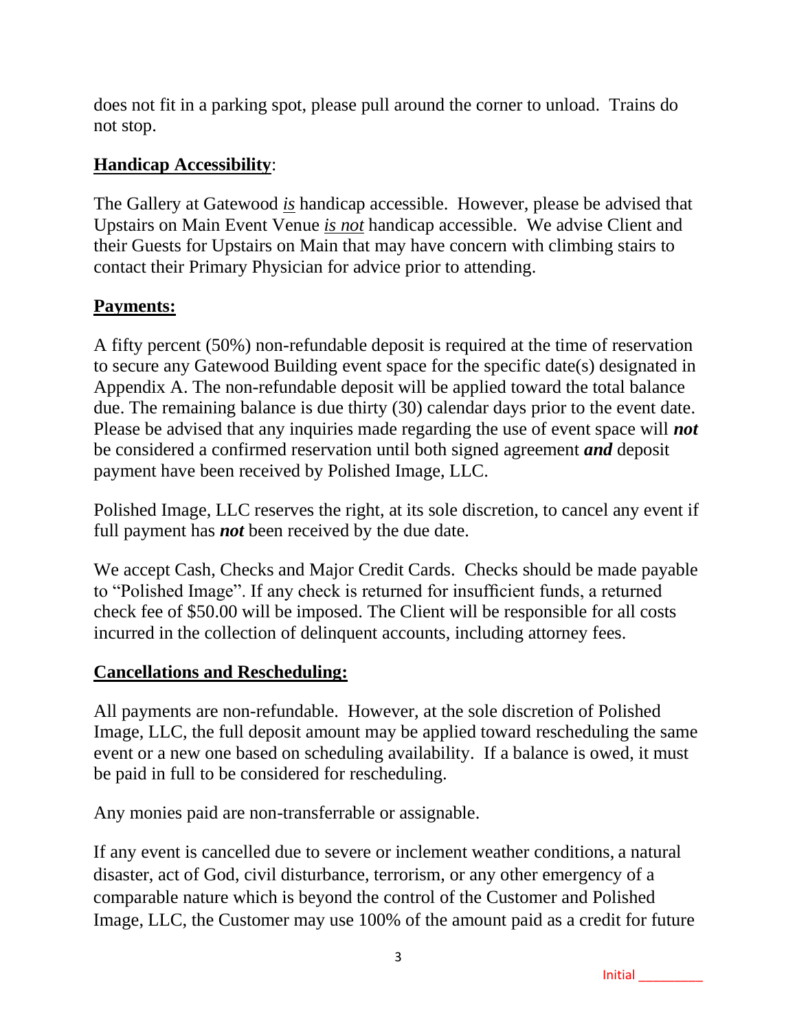does not fit in a parking spot, please pull around the corner to unload. Trains do not stop.

## <u>**Handicap Accessibility**</u>:

The Gallery at Gatewood <u>*is*</u> handicap accessible. However, please be advised that Upstairs on Main Event Venue <u>*is not*</u> handicap accessible. We advise Client and their Guests for Upstairs on Main that may have concern with climbing stairs to contact their Primary Physician for advice prior to attending.

## <u>**Payments:**</u>

A fifty percent (50%) non-refundable deposit is required at the time of reservation to secure any Gatewood Building event space for the specific date(s) designated in Appendix A. The non-refundable deposit will be applied toward the total balance due. The remaining balance is due thirty (30) calendar days prior to the event date. Please be advised that any inquiries made regarding the use of event space will ***not*** be considered a confirmed reservation until both signed agreement ***and*** deposit payment have been received by Polished Image, LLC.

Polished Image, LLC reserves the right, at its sole discretion, to cancel any event if full payment has ***not*** been received by the due date.

We accept Cash, Checks and Major Credit Cards. Checks should be made payable to "Polished Image". If any check is returned for insufficient funds, a returned check fee of $50.00 will be imposed. The Client will be responsible for all costs incurred in the collection of delinquent accounts, including attorney fees.

## <u>**Cancellations and Rescheduling:**</u>

All payments are non-refundable. However, at the sole discretion of Polished Image, LLC, the full deposit amount may be applied toward rescheduling the same event or a new one based on scheduling availability. If a balance is owed, it must be paid in full to be considered for rescheduling.

Any monies paid are non-transferrable or assignable.

If any event is cancelled due to severe or inclement weather conditions, a natural disaster, act of God, civil disturbance, terrorism, or any other emergency of a comparable nature which is beyond the control of the Customer and Polished Image, LLC, the Customer may use 100% of the amount paid as a credit for future

Initial ________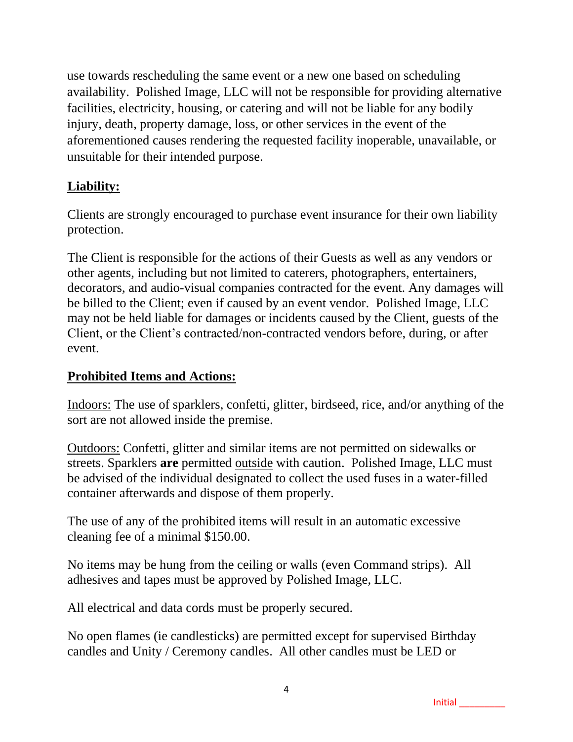use towards rescheduling the same event or a new one based on scheduling availability. Polished Image, LLC will not be responsible for providing alternative facilities, electricity, housing, or catering and will not be liable for any bodily injury, death, property damage, loss, or other services in the event of the aforementioned causes rendering the requested facility inoperable, unavailable, or unsuitable for their intended purpose.

## Liability:

Clients are strongly encouraged to purchase event insurance for their own liability protection.

The Client is responsible for the actions of their Guests as well as any vendors or other agents, including but not limited to caterers, photographers, entertainers, decorators, and audio-visual companies contracted for the event. Any damages will be billed to the Client; even if caused by an event vendor. Polished Image, LLC may not be held liable for damages or incidents caused by the Client, guests of the Client, or the Client's contracted/non-contracted vendors before, during, or after event.

## Prohibited Items and Actions:

Indoors: The use of sparklers, confetti, glitter, birdseed, rice, and/or anything of the sort are not allowed inside the premise.

Outdoors: Confetti, glitter and similar items are not permitted on sidewalks or streets. Sparklers **are** permitted outside with caution. Polished Image, LLC must be advised of the individual designated to collect the used fuses in a water-filled container afterwards and dispose of them properly.

The use of any of the prohibited items will result in an automatic excessive cleaning fee of a minimal $150.00.

No items may be hung from the ceiling or walls (even Command strips). All adhesives and tapes must be approved by Polished Image, LLC.

All electrical and data cords must be properly secured.

No open flames (ie candlesticks) are permitted except for supervised Birthday candles and Unity / Ceremony candles. All other candles must be LED or

Initial ________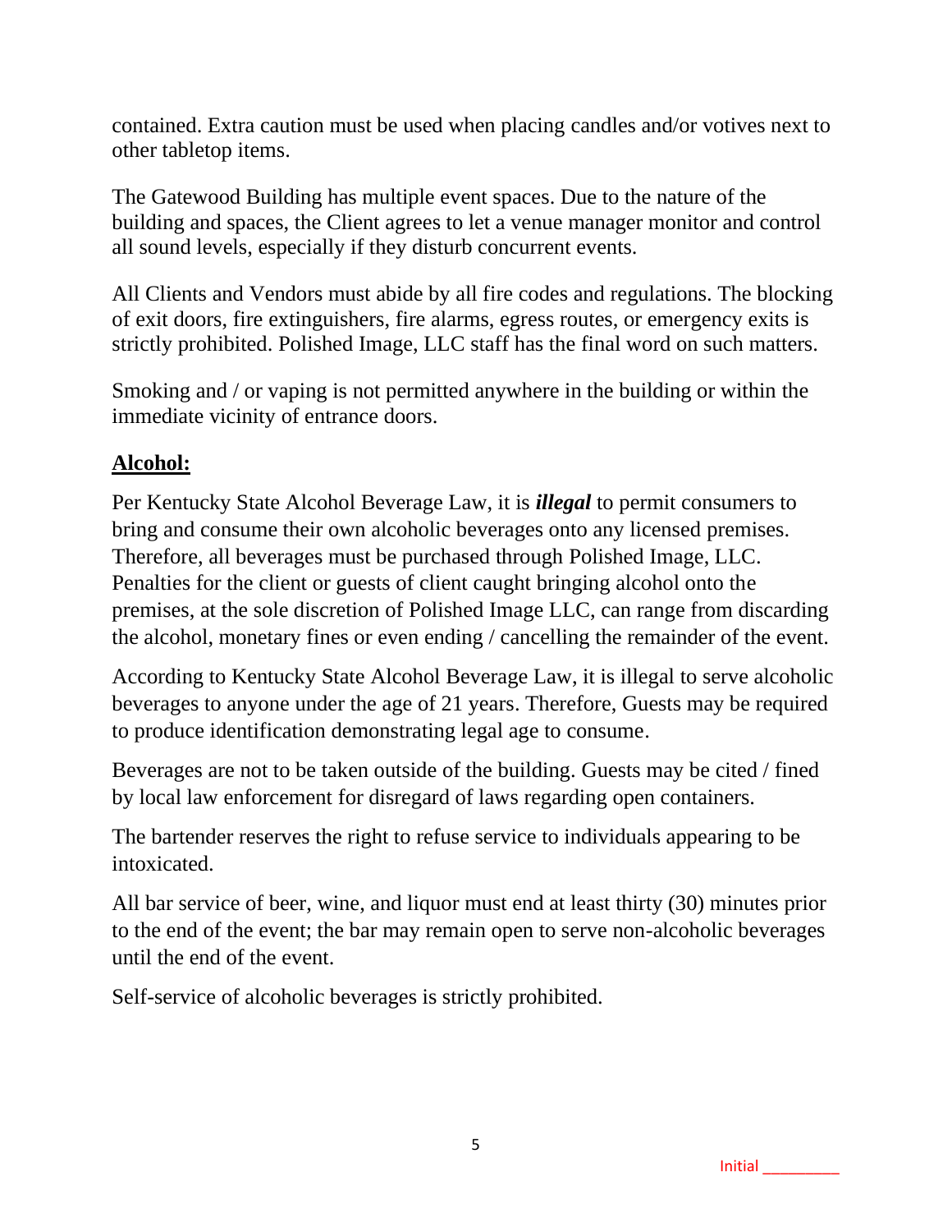contained. Extra caution must be used when placing candles and/or votives next to other tabletop items.

The Gatewood Building has multiple event spaces. Due to the nature of the building and spaces, the Client agrees to let a venue manager monitor and control all sound levels, especially if they disturb concurrent events.

All Clients and Vendors must abide by all fire codes and regulations. The blocking of exit doors, fire extinguishers, fire alarms, egress routes, or emergency exits is strictly prohibited. Polished Image, LLC staff has the final word on such matters.

Smoking and / or vaping is not permitted anywhere in the building or within the immediate vicinity of entrance doors.

## **Alcohol:**

Per Kentucky State Alcohol Beverage Law, it is ***illegal*** to permit consumers to bring and consume their own alcoholic beverages onto any licensed premises. Therefore, all beverages must be purchased through Polished Image, LLC. Penalties for the client or guests of client caught bringing alcohol onto the premises, at the sole discretion of Polished Image LLC, can range from discarding the alcohol, monetary fines or even ending / cancelling the remainder of the event.

According to Kentucky State Alcohol Beverage Law, it is illegal to serve alcoholic beverages to anyone under the age of 21 years. Therefore, Guests may be required to produce identification demonstrating legal age to consume.

Beverages are not to be taken outside of the building. Guests may be cited / fined by local law enforcement for disregard of laws regarding open containers.

The bartender reserves the right to refuse service to individuals appearing to be intoxicated.

All bar service of beer, wine, and liquor must end at least thirty (30) minutes prior to the end of the event; the bar may remain open to serve non-alcoholic beverages until the end of the event.

Self-service of alcoholic beverages is strictly prohibited.

Initial _________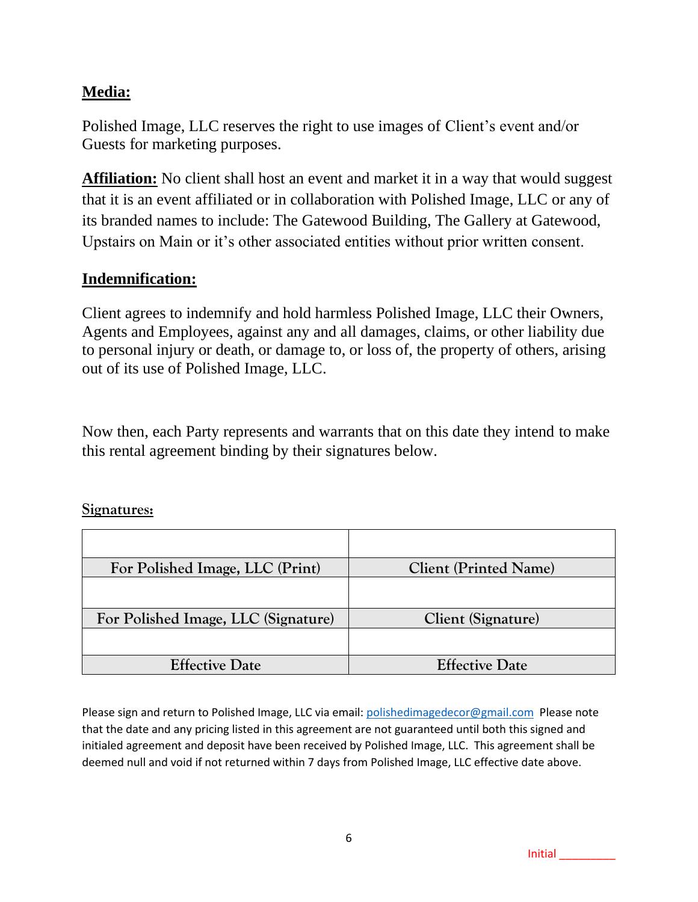## Media:

Polished Image, LLC reserves the right to use images of Client's event and/or Guests for marketing purposes.

**Affiliation:** No client shall host an event and market it in a way that would suggest that it is an event affiliated or in collaboration with Polished Image, LLC or any of its branded names to include: The Gatewood Building, The Gallery at Gatewood, Upstairs on Main or it's other associated entities without prior written consent.

## Indemnification:

Client agrees to indemnify and hold harmless Polished Image, LLC their Owners, Agents and Employees, against any and all damages, claims, or other liability due to personal injury or death, or damage to, or loss of, the property of others, arising out of its use of Polished Image, LLC.

Now then, each Party represents and warrants that on this date they intend to make this rental agreement binding by their signatures below.

**Signatures:**

| | |
|---|---|
| | |
| For Polished Image, LLC (Print) | Client (Printed Name) |
| | |
| For Polished Image, LLC (Signature) | Client (Signature) |
| | |
| Effective Date | Effective Date |

Please sign and return to Polished Image, LLC via email: polishedimagedecor@gmail.com Please note that the date and any pricing listed in this agreement are not guaranteed until both this signed and initialed agreement and deposit have been received by Polished Image, LLC. This agreement shall be deemed null and void if not returned within 7 days from Polished Image, LLC effective date above.

Initial _________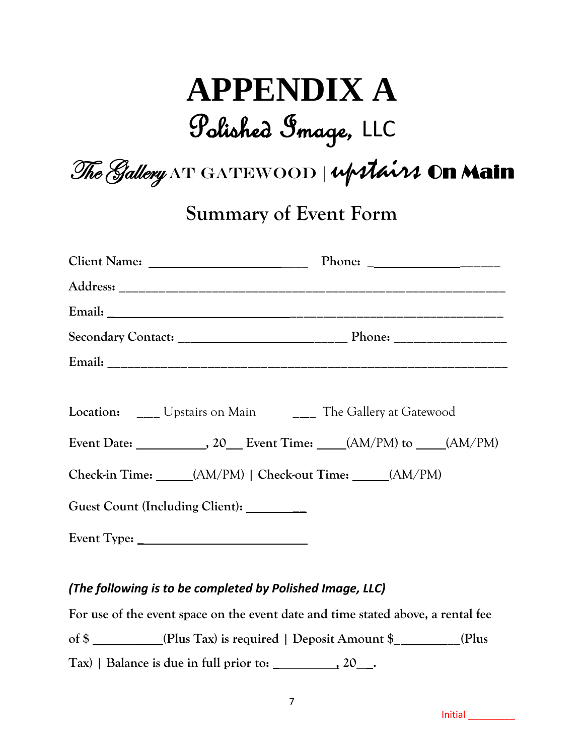# APPENDIX A

## Polished Image, LLC

## The Gallery AT GATEWOOD | upstairs On Main

## Summary of Event Form

**Client Name:** ___________________________ **Phone:** _______________________

**Address:** _____________________________________________________________

**Email:** _______________________________________________________________

**Secondary Contact:** _____________________________ **Phone:** ________________

**Email:** _______________________________________________________________

**Location:** ___ Upstairs on Main ___ The Gallery at Gatewood

**Event Date:** ___________, 20___ **Event Time:** _____(AM/PM) **to** _____(AM/PM)

**Check-in Time:** ______(AM/PM) **| Check-out Time:** ______(AM/PM)

**Guest Count (Including Client):** __________

**Event Type:** ___________________________

***(The following is to be completed by Polished Image, LLC)***

**For use of the event space on the event date and time stated above, a rental fee of $ ___________(Plus Tax) is required | Deposit Amount $___________(Plus Tax) | Balance is due in full prior to: __________, 20___.**

Initial _________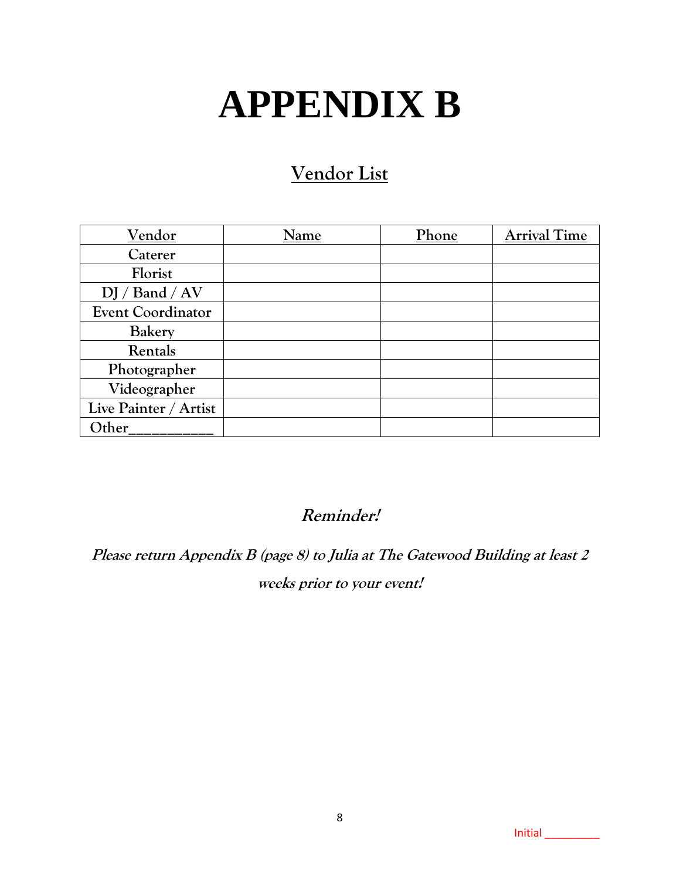# APPENDIX B

## Vendor List

| Vendor | Name | Phone | Arrival Time |
|---|---|---|---|
| Caterer | | | |
| Florist | | | |
| DJ / Band / AV | | | |
| Event Coordinator | | | |
| Bakery | | | |
| Rentals | | | |
| Photographer | | | |
| Videographer | | | |
| Live Painter / Artist | | | |
| Other___________ | | | |

***Reminder!***

***Please return Appendix B (page 8) to Julia at The Gatewood Building at least 2 weeks prior to your event!***

Initial _________